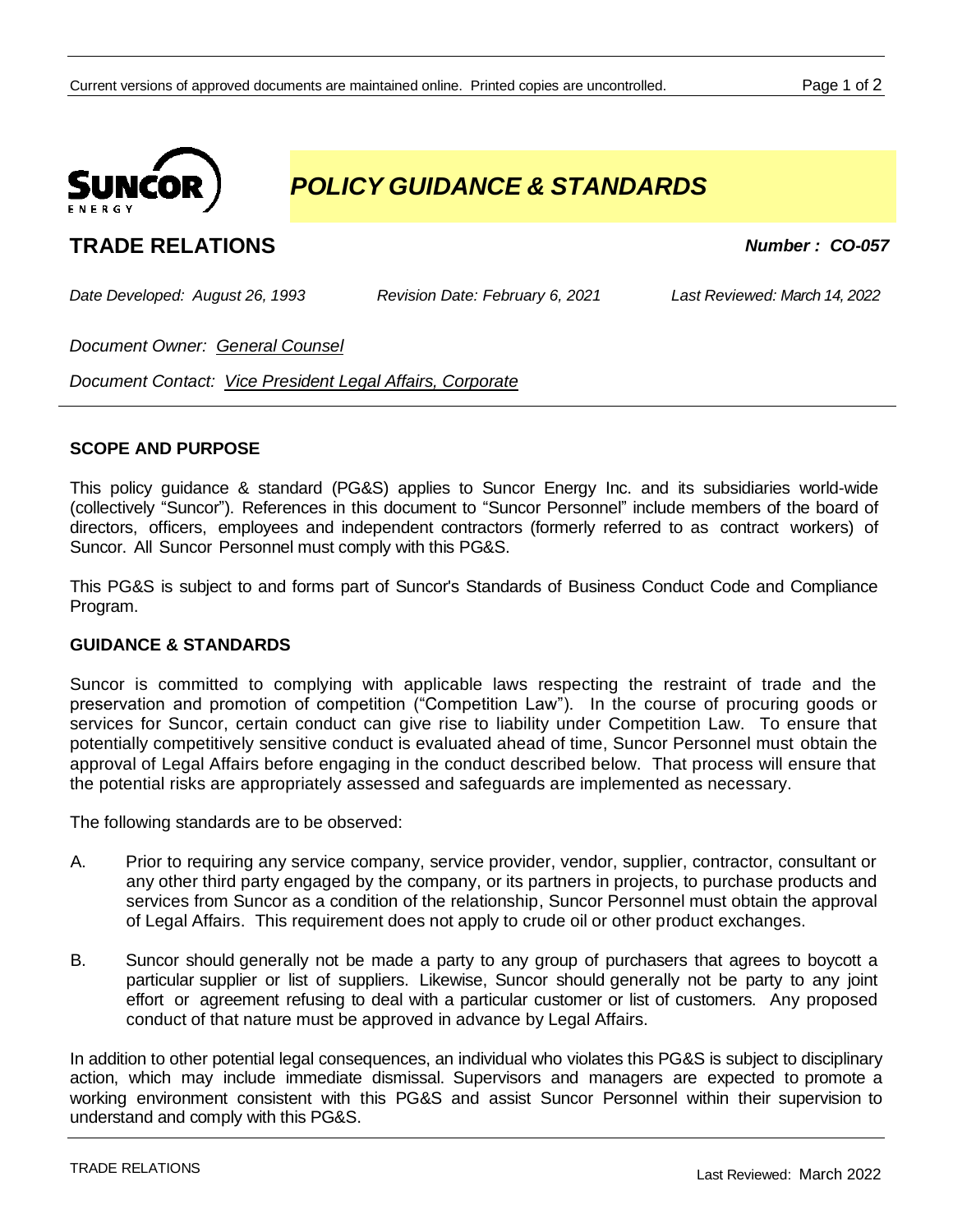# POLICY GUIDANCE & STANDARDS

## TRADE RELATIONS

***Number : CO-057***

*Date Developed: August 26, 1993* *Revision Date: February 6, 2021* *Last Reviewed: March 14, 2022*

*Document Owner: General Counsel*

*Document Contact: Vice President Legal Affairs, Corporate*

### SCOPE AND PURPOSE

This policy guidance & standard (PG&S) applies to Suncor Energy Inc. and its subsidiaries world-wide (collectively "Suncor"). References in this document to "Suncor Personnel" include members of the board of directors, officers, employees and independent contractors (formerly referred to as contract workers) of Suncor. All Suncor Personnel must comply with this PG&S.

This PG&S is subject to and forms part of Suncor's Standards of Business Conduct Code and Compliance Program.

### GUIDANCE & STANDARDS

Suncor is committed to complying with applicable laws respecting the restraint of trade and the preservation and promotion of competition ("Competition Law"). In the course of procuring goods or services for Suncor, certain conduct can give rise to liability under Competition Law. To ensure that potentially competitively sensitive conduct is evaluated ahead of time, Suncor Personnel must obtain the approval of Legal Affairs before engaging in the conduct described below. That process will ensure that the potential risks are appropriately assessed and safeguards are implemented as necessary.

The following standards are to be observed:

A. Prior to requiring any service company, service provider, vendor, supplier, contractor, consultant or any other third party engaged by the company, or its partners in projects, to purchase products and services from Suncor as a condition of the relationship, Suncor Personnel must obtain the approval of Legal Affairs. This requirement does not apply to crude oil or other product exchanges.

B. Suncor should generally not be made a party to any group of purchasers that agrees to boycott a particular supplier or list of suppliers. Likewise, Suncor should generally not be party to any joint effort or agreement refusing to deal with a particular customer or list of customers. Any proposed conduct of that nature must be approved in advance by Legal Affairs.

In addition to other potential legal consequences, an individual who violates this PG&S is subject to disciplinary action, which may include immediate dismissal. Supervisors and managers are expected to promote a working environment consistent with this PG&S and assist Suncor Personnel within their supervision to understand and comply with this PG&S.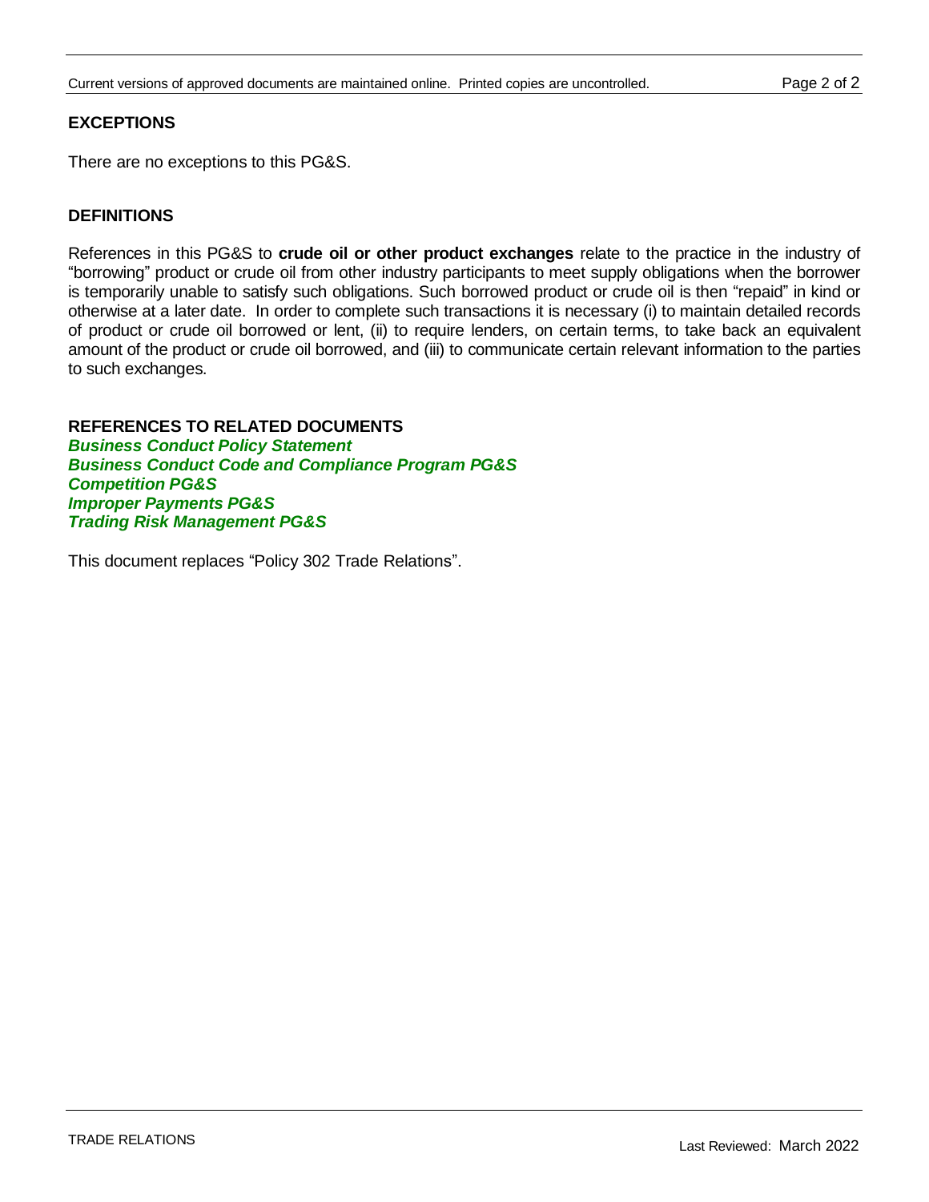## EXCEPTIONS

There are no exceptions to this PG&S.

## DEFINITIONS

References in this PG&S to **crude oil or other product exchanges** relate to the practice in the industry of "borrowing" product or crude oil from other industry participants to meet supply obligations when the borrower is temporarily unable to satisfy such obligations. Such borrowed product or crude oil is then "repaid" in kind or otherwise at a later date. In order to complete such transactions it is necessary (i) to maintain detailed records of product or crude oil borrowed or lent, (ii) to require lenders, on certain terms, to take back an equivalent amount of the product or crude oil borrowed, and (iii) to communicate certain relevant information to the parties to such exchanges.

## REFERENCES TO RELATED DOCUMENTS

***Business Conduct Policy Statement***
***Business Conduct Code and Compliance Program PG&S***
***Competition PG&S***
***Improper Payments PG&S***
***Trading Risk Management PG&S***

This document replaces "Policy 302 Trade Relations".